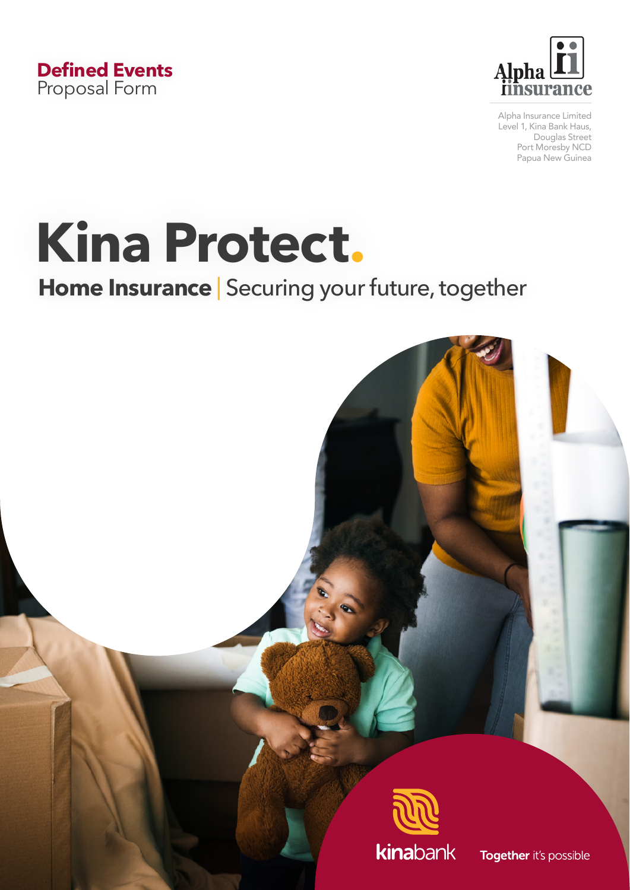**Defined Events**
Proposal Form

Alpha Insurance

Alpha Insurance Limited
Level 1, Kina Bank Haus,
Douglas Street
Port Moresby NCD
Papua New Guinea

# Kina Protect.

## Home Insurance | Securing your future, together

kinabank

**Together** it's possible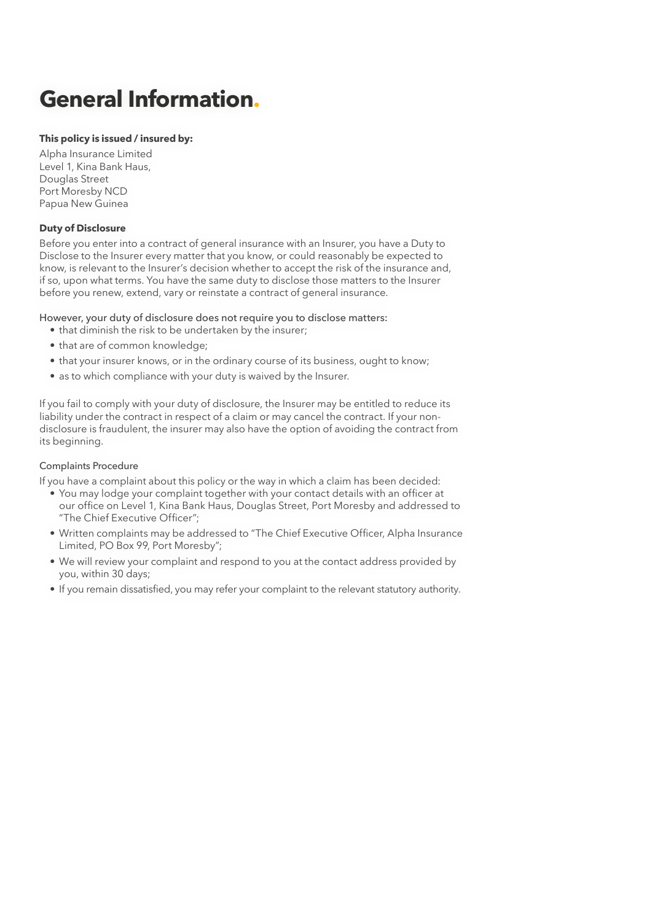# General Information.

**This policy is issued / insured by:**

Alpha Insurance Limited
Level 1, Kina Bank Haus,
Douglas Street
Port Moresby NCD
Papua New Guinea

**Duty of Disclosure**

Before you enter into a contract of general insurance with an Insurer, you have a Duty to Disclose to the Insurer every matter that you know, or could reasonably be expected to know, is relevant to the Insurer's decision whether to accept the risk of the insurance and, if so, upon what terms. You have the same duty to disclose those matters to the Insurer before you renew, extend, vary or reinstate a contract of general insurance.

However, your duty of disclosure does not require you to disclose matters:

- that diminish the risk to be undertaken by the insurer;
- that are of common knowledge;
- that your insurer knows, or in the ordinary course of its business, ought to know;
- as to which compliance with your duty is waived by the Insurer.

If you fail to comply with your duty of disclosure, the Insurer may be entitled to reduce its liability under the contract in respect of a claim or may cancel the contract. If your non-disclosure is fraudulent, the insurer may also have the option of avoiding the contract from its beginning.

Complaints Procedure

If you have a complaint about this policy or the way in which a claim has been decided:

- You may lodge your complaint together with your contact details with an officer at our office on Level 1, Kina Bank Haus, Douglas Street, Port Moresby and addressed to "The Chief Executive Officer";
- Written complaints may be addressed to "The Chief Executive Officer, Alpha Insurance Limited, PO Box 99, Port Moresby";
- We will review your complaint and respond to you at the contact address provided by you, within 30 days;
- If you remain dissatisfied, you may refer your complaint to the relevant statutory authority.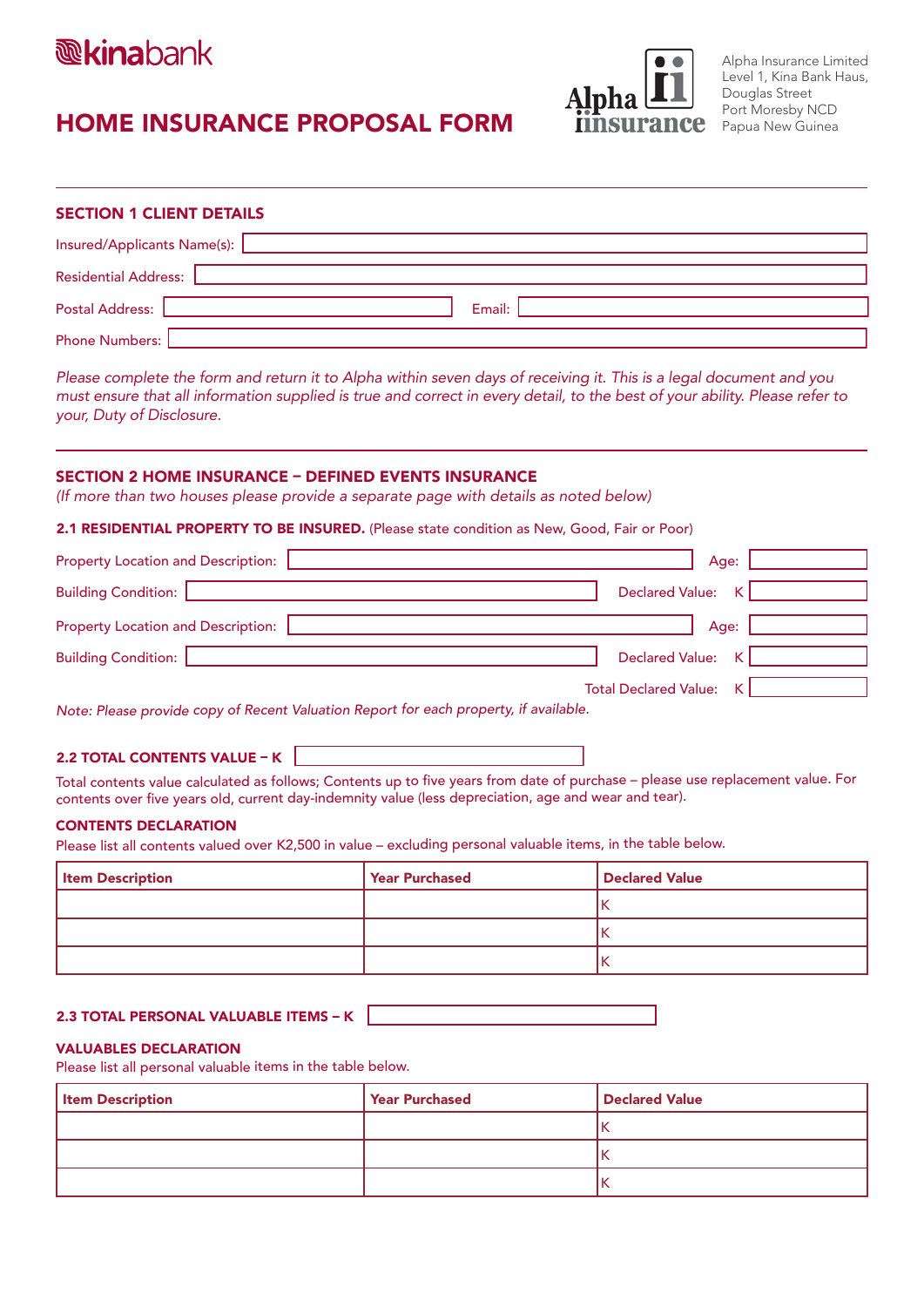kinabank

# HOME INSURANCE PROPOSAL FORM

Alpha insurance

Alpha Insurance Limited
Level 1, Kina Bank Haus,
Douglas Street
Port Moresby NCD
Papua New Guinea

## SECTION 1 CLIENT DETAILS

Insured/Applicants Name(s):

Residential Address:

Postal Address: Email:

Phone Numbers:

*Please complete the form and return it to Alpha within seven days of receiving it. This is a legal document and you must ensure that all information supplied is true and correct in every detail, to the best of your ability. Please refer to your, Duty of Disclosure.*

## SECTION 2 HOME INSURANCE – DEFINED EVENTS INSURANCE

*(If more than two houses please provide a separate page with details as noted below)*

### 2.1 RESIDENTIAL PROPERTY TO BE INSURED. (Please state condition as New, Good, Fair or Poor)

Property Location and Description: Age:

Building Condition: Declared Value: K

Property Location and Description: Age:

Building Condition: Declared Value: K

Total Declared Value: K

*Note: Please provide copy of Recent Valuation Report for each property, if available.*

### 2.2 TOTAL CONTENTS VALUE – K

Total contents value calculated as follows; Contents up to five years from date of purchase – please use replacement value. For contents over five years old, current day-indemnity value (less depreciation, age and wear and tear).

**CONTENTS DECLARATION**

Please list all contents valued over K2,500 in value – excluding personal valuable items, in the table below.

| Item Description | Year Purchased | Declared Value |
|---|---|---|
| | | K |
| | | K |
| | | K |

### 2.3 TOTAL PERSONAL VALUABLE ITEMS – K

**VALUABLES DECLARATION**

Please list all personal valuable items in the table below.

| Item Description | Year Purchased | Declared Value |
|---|---|---|
| | | K |
| | | K |
| | | K |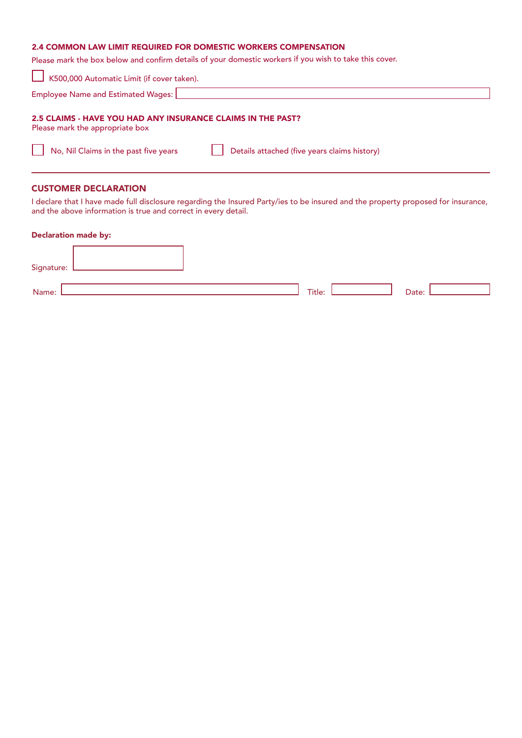### 2.4 COMMON LAW LIMIT REQUIRED FOR DOMESTIC WORKERS COMPENSATION

Please mark the box below and confirm details of your domestic workers if you wish to take this cover.

☐ K500,000 Automatic Limit (if cover taken).

Employee Name and Estimated Wages: \_\_\_\_\_\_\_\_\_\_\_\_\_\_\_\_\_\_\_\_

### 2.5 CLAIMS - HAVE YOU HAD ANY INSURANCE CLAIMS IN THE PAST?

Please mark the appropriate box

☐ No, Nil Claims in the past five years

☐ Details attached (five years claims history)

---

## CUSTOMER DECLARATION

I declare that I have made full disclosure regarding the Insured Party/ies to be insured and the property proposed for insurance, and the above information is true and correct in every detail.

**Declaration made by:**

Signature: \_\_\_\_\_\_\_\_\_\_\_\_\_\_\_\_\_\_\_\_

Name: \_\_\_\_\_\_\_\_\_\_\_\_\_\_\_\_\_\_\_\_ Title: \_\_\_\_\_\_\_\_\_\_ Date: \_\_\_\_\_\_\_\_\_\_